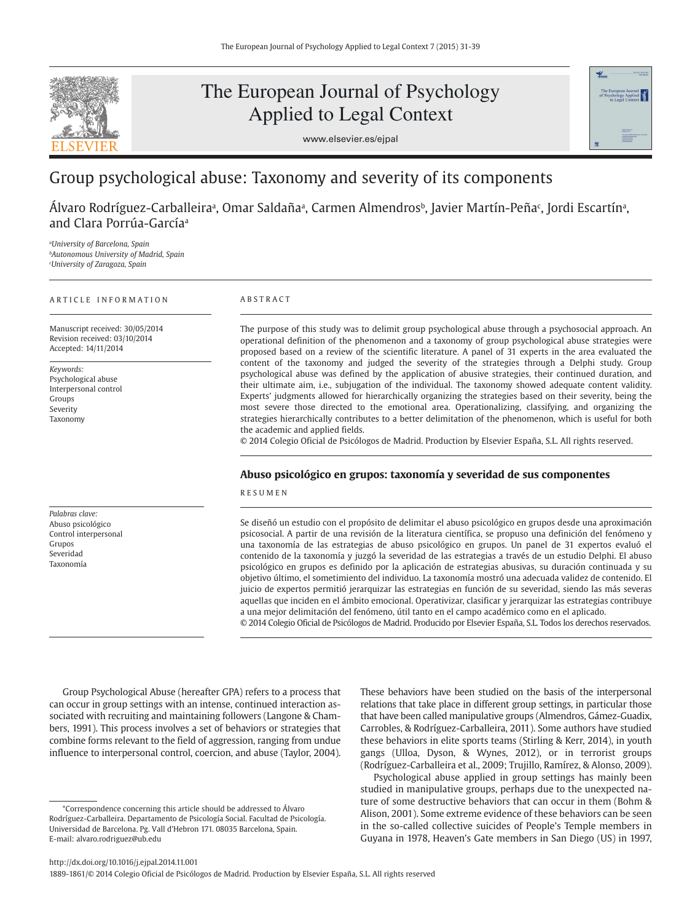# Group psychological abuse: Taxonomy and severity of its components

Álvaro Rodríguez-Carballeira[a], Omar Saldaña[a], Carmen Almendros[b], Javier Martín-Peña[c], Jordi Escartín[a], and Clara Porrúa-García[a]

[a]*University of Barcelona, Spain*
[b]*Autonomous University of Madrid, Spain*
[c]*University of Zaragoza, Spain*

ARTICLE INFORMATION

Manuscript received: 30/05/2014
Revision received: 03/10/2014
Accepted: 14/11/2014

*Keywords:*
Psychological abuse
Interpersonal control
Groups
Severity
Taxonomy

ABSTRACT

The purpose of this study was to delimit group psychological abuse through a psychosocial approach. An operational definition of the phenomenon and a taxonomy of group psychological abuse strategies were proposed based on a review of the scientific literature. A panel of 31 experts in the area evaluated the content of the taxonomy and judged the severity of the strategies through a Delphi study. Group psychological abuse was defined by the application of abusive strategies, their continued duration, and their ultimate aim, i.e., subjugation of the individual. The taxonomy showed adequate content validity. Experts' judgments allowed for hierarchically organizing the strategies based on their severity, being the most severe those directed to the emotional area. Operationalizing, classifying, and organizing the strategies hierarchically contributes to a better delimitation of the phenomenon, which is useful for both the academic and applied fields.

© 2014 Colegio Oficial de Psicólogos de Madrid. Production by Elsevier España, S.L. All rights reserved.

## Abuso psicológico en grupos: taxonomía y severidad de sus componentes

RESUMEN

*Palabras clave:*
Abuso psicológico
Control interpersonal
Grupos
Severidad
Taxonomía

Se diseñó un estudio con el propósito de delimitar el abuso psicológico en grupos desde una aproximación psicosocial. A partir de una revisión de la literatura científica, se propuso una definición del fenómeno y una taxonomía de las estrategias de abuso psicológico en grupos. Un panel de 31 expertos evaluó el contenido de la taxonomía y juzgó la severidad de las estrategias a través de un estudio Delphi. El abuso psicológico en grupos es definido por la aplicación de estrategias abusivas, su duración continuada y su objetivo último, el sometimiento del individuo. La taxonomía mostró una adecuada validez de contenido. El juicio de expertos permitió jerarquizar las estrategias en función de su severidad, siendo las más severas aquellas que inciden en el ámbito emocional. Operativizar, clasificar y jerarquizar las estrategias contribuye a una mejor delimitación del fenómeno, útil tanto en el campo académico como en el aplicado.

© 2014 Colegio Oficial de Psicólogos de Madrid. Producido por Elsevier España, S.L. Todos los derechos reservados.

Group Psychological Abuse (hereafter GPA) refers to a process that can occur in group settings with an intense, continued interaction associated with recruiting and maintaining followers (Langone & Chambers, 1991). This process involves a set of behaviors or strategies that combine forms relevant to the field of aggression, ranging from undue influence to interpersonal control, coercion, and abuse (Taylor, 2004). These behaviors have been studied on the basis of the interpersonal relations that take place in different group settings, in particular those that have been called manipulative groups (Almendros, Gámez-Guadix, Carrobles, & Rodríguez-Carballeira, 2011). Some authors have studied these behaviors in elite sports teams (Stirling & Kerr, 2014), in youth gangs (Ulloa, Dyson, & Wynes, 2012), or in terrorist groups (Rodríguez-Carballeira et al., 2009; Trujillo, Ramírez, & Alonso, 2009).

Psychological abuse applied in group settings has mainly been studied in manipulative groups, perhaps due to the unexpected nature of some destructive behaviors that can occur in them (Bohm & Alison, 2001). Some extreme evidence of these behaviors can be seen in the so-called collective suicides of People's Temple members in Guyana in 1978, Heaven's Gate members in San Diego (US) in 1997,

*Correspondence concerning this article should be addressed to Álvaro Rodríguez-Carballeira. Departamento de Psicología Social. Facultad de Psicología. Universidad de Barcelona. Pg. Vall d'Hebron 171. 08035 Barcelona, Spain. E-mail: alvaro.rodriguez@ub.edu

http://dx.doi.org/10.1016/j.ejpal.2014.11.001
1889-1861/© 2014 Colegio Oficial de Psicólogos de Madrid. Production by Elsevier España, S.L. All rights reserved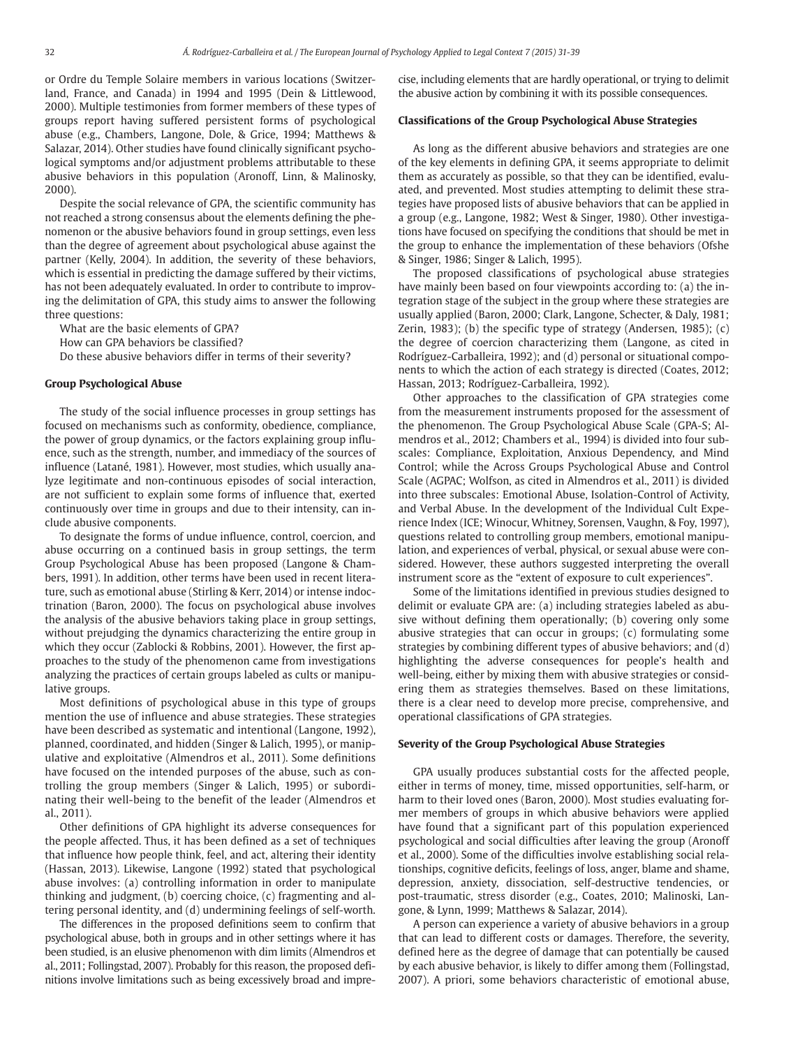or Ordre du Temple Solaire members in various locations (Switzerland, France, and Canada) in 1994 and 1995 (Dein & Littlewood, 2000). Multiple testimonies from former members of these types of groups report having suffered persistent forms of psychological abuse (e.g., Chambers, Langone, Dole, & Grice, 1994; Matthews & Salazar, 2014). Other studies have found clinically significant psychological symptoms and/or adjustment problems attributable to these abusive behaviors in this population (Aronoff, Linn, & Malinosky, 2000).

Despite the social relevance of GPA, the scientific community has not reached a strong consensus about the elements defining the phenomenon or the abusive behaviors found in group settings, even less than the degree of agreement about psychological abuse against the partner (Kelly, 2004). In addition, the severity of these behaviors, which is essential in predicting the damage suffered by their victims, has not been adequately evaluated. In order to contribute to improving the delimitation of GPA, this study aims to answer the following three questions:

What are the basic elements of GPA?

How can GPA behaviors be classified?

Do these abusive behaviors differ in terms of their severity?

### Group Psychological Abuse

The study of the social influence processes in group settings has focused on mechanisms such as conformity, obedience, compliance, the power of group dynamics, or the factors explaining group influence, such as the strength, number, and immediacy of the sources of influence (Latané, 1981). However, most studies, which usually analyze legitimate and non-continuous episodes of social interaction, are not sufficient to explain some forms of influence that, exerted continuously over time in groups and due to their intensity, can include abusive components.

To designate the forms of undue influence, control, coercion, and abuse occurring on a continued basis in group settings, the term Group Psychological Abuse has been proposed (Langone & Chambers, 1991). In addition, other terms have been used in recent literature, such as emotional abuse (Stirling & Kerr, 2014) or intense indoctrination (Baron, 2000). The focus on psychological abuse involves the analysis of the abusive behaviors taking place in group settings, without prejudging the dynamics characterizing the entire group in which they occur (Zablocki & Robbins, 2001). However, the first approaches to the study of the phenomenon came from investigations analyzing the practices of certain groups labeled as cults or manipulative groups.

Most definitions of psychological abuse in this type of groups mention the use of influence and abuse strategies. These strategies have been described as systematic and intentional (Langone, 1992), planned, coordinated, and hidden (Singer & Lalich, 1995), or manipulative and exploitative (Almendros et al., 2011). Some definitions have focused on the intended purposes of the abuse, such as controlling the group members (Singer & Lalich, 1995) or subordinating their well-being to the benefit of the leader (Almendros et al., 2011).

Other definitions of GPA highlight its adverse consequences for the people affected. Thus, it has been defined as a set of techniques that influence how people think, feel, and act, altering their identity (Hassan, 2013). Likewise, Langone (1992) stated that psychological abuse involves: (a) controlling information in order to manipulate thinking and judgment, (b) coercing choice, (c) fragmenting and altering personal identity, and (d) undermining feelings of self-worth.

The differences in the proposed definitions seem to confirm that psychological abuse, both in groups and in other settings where it has been studied, is an elusive phenomenon with dim limits (Almendros et al., 2011; Follingstad, 2007). Probably for this reason, the proposed definitions involve limitations such as being excessively broad and imprecise, including elements that are hardly operational, or trying to delimit the abusive action by combining it with its possible consequences.

### Classifications of the Group Psychological Abuse Strategies

As long as the different abusive behaviors and strategies are one of the key elements in defining GPA, it seems appropriate to delimit them as accurately as possible, so that they can be identified, evaluated, and prevented. Most studies attempting to delimit these strategies have proposed lists of abusive behaviors that can be applied in a group (e.g., Langone, 1982; West & Singer, 1980). Other investigations have focused on specifying the conditions that should be met in the group to enhance the implementation of these behaviors (Ofshe & Singer, 1986; Singer & Lalich, 1995).

The proposed classifications of psychological abuse strategies have mainly been based on four viewpoints according to: (a) the integration stage of the subject in the group where these strategies are usually applied (Baron, 2000; Clark, Langone, Schecter, & Daly, 1981; Zerin, 1983); (b) the specific type of strategy (Andersen, 1985); (c) the degree of coercion characterizing them (Langone, as cited in Rodríguez-Carballeira, 1992); and (d) personal or situational components to which the action of each strategy is directed (Coates, 2012; Hassan, 2013; Rodríguez-Carballeira, 1992).

Other approaches to the classification of GPA strategies come from the measurement instruments proposed for the assessment of the phenomenon. The Group Psychological Abuse Scale (GPA-S; Almendros et al., 2012; Chambers et al., 1994) is divided into four subscales: Compliance, Exploitation, Anxious Dependency, and Mind Control; while the Across Groups Psychological Abuse and Control Scale (AGPAC; Wolfson, as cited in Almendros et al., 2011) is divided into three subscales: Emotional Abuse, Isolation-Control of Activity, and Verbal Abuse. In the development of the Individual Cult Experience Index (ICE; Winocur, Whitney, Sorensen, Vaughn, & Foy, 1997), questions related to controlling group members, emotional manipulation, and experiences of verbal, physical, or sexual abuse were considered. However, these authors suggested interpreting the overall instrument score as the "extent of exposure to cult experiences".

Some of the limitations identified in previous studies designed to delimit or evaluate GPA are: (a) including strategies labeled as abusive without defining them operationally; (b) covering only some abusive strategies that can occur in groups; (c) formulating some strategies by combining different types of abusive behaviors; and (d) highlighting the adverse consequences for people's health and well-being, either by mixing them with abusive strategies or considering them as strategies themselves. Based on these limitations, there is a clear need to develop more precise, comprehensive, and operational classifications of GPA strategies.

### Severity of the Group Psychological Abuse Strategies

GPA usually produces substantial costs for the affected people, either in terms of money, time, missed opportunities, self-harm, or harm to their loved ones (Baron, 2000). Most studies evaluating former members of groups in which abusive behaviors were applied have found that a significant part of this population experienced psychological and social difficulties after leaving the group (Aronoff et al., 2000). Some of the difficulties involve establishing social relationships, cognitive deficits, feelings of loss, anger, blame and shame, depression, anxiety, dissociation, self-destructive tendencies, or post-traumatic, stress disorder (e.g., Coates, 2010; Malinoski, Langone, & Lynn, 1999; Matthews & Salazar, 2014).

A person can experience a variety of abusive behaviors in a group that can lead to different costs or damages. Therefore, the severity, defined here as the degree of damage that can potentially be caused by each abusive behavior, is likely to differ among them (Follingstad, 2007). A priori, some behaviors characteristic of emotional abuse,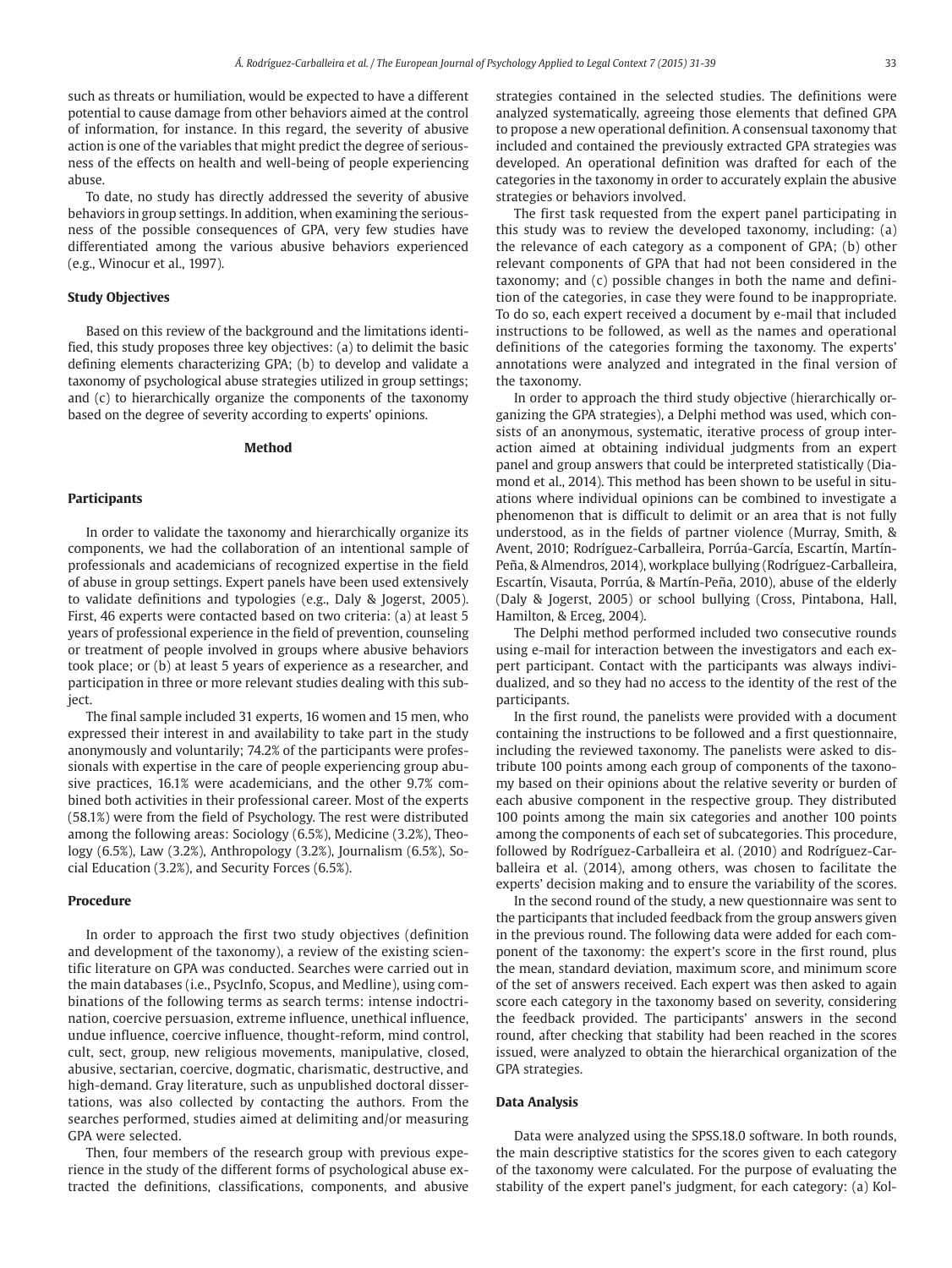such as threats or humiliation, would be expected to have a different potential to cause damage from other behaviors aimed at the control of information, for instance. In this regard, the severity of abusive action is one of the variables that might predict the degree of seriousness of the effects on health and well-being of people experiencing abuse.

To date, no study has directly addressed the severity of abusive behaviors in group settings. In addition, when examining the seriousness of the possible consequences of GPA, very few studies have differentiated among the various abusive behaviors experienced (e.g., Winocur et al., 1997).

### Study Objectives

Based on this review of the background and the limitations identified, this study proposes three key objectives: (a) to delimit the basic defining elements characterizing GPA; (b) to develop and validate a taxonomy of psychological abuse strategies utilized in group settings; and (c) to hierarchically organize the components of the taxonomy based on the degree of severity according to experts' opinions.

## Method

### Participants

In order to validate the taxonomy and hierarchically organize its components, we had the collaboration of an intentional sample of professionals and academicians of recognized expertise in the field of abuse in group settings. Expert panels have been used extensively to validate definitions and typologies (e.g., Daly & Jogerst, 2005). First, 46 experts were contacted based on two criteria: (a) at least 5 years of professional experience in the field of prevention, counseling or treatment of people involved in groups where abusive behaviors took place; or (b) at least 5 years of experience as a researcher, and participation in three or more relevant studies dealing with this subject.

The final sample included 31 experts, 16 women and 15 men, who expressed their interest in and availability to take part in the study anonymously and voluntarily; 74.2% of the participants were professionals with expertise in the care of people experiencing group abusive practices, 16.1% were academicians, and the other 9.7% combined both activities in their professional career. Most of the experts (58.1%) were from the field of Psychology. The rest were distributed among the following areas: Sociology (6.5%), Medicine (3.2%), Theology (6.5%), Law (3.2%), Anthropology (3.2%), Journalism (6.5%), Social Education (3.2%), and Security Forces (6.5%).

### Procedure

In order to approach the first two study objectives (definition and development of the taxonomy), a review of the existing scientific literature on GPA was conducted. Searches were carried out in the main databases (i.e., PsycInfo, Scopus, and Medline), using combinations of the following terms as search terms: intense indoctrination, coercive persuasion, extreme influence, unethical influence, undue influence, coercive influence, thought-reform, mind control, cult, sect, group, new religious movements, manipulative, closed, abusive, sectarian, coercive, dogmatic, charismatic, destructive, and high-demand. Gray literature, such as unpublished doctoral dissertations, was also collected by contacting the authors. From the searches performed, studies aimed at delimiting and/or measuring GPA were selected.

Then, four members of the research group with previous experience in the study of the different forms of psychological abuse extracted the definitions, classifications, components, and abusive strategies contained in the selected studies. The definitions were analyzed systematically, agreeing those elements that defined GPA to propose a new operational definition. A consensual taxonomy that included and contained the previously extracted GPA strategies was developed. An operational definition was drafted for each of the categories in the taxonomy in order to accurately explain the abusive strategies or behaviors involved.

The first task requested from the expert panel participating in this study was to review the developed taxonomy, including: (a) the relevance of each category as a component of GPA; (b) other relevant components of GPA that had not been considered in the taxonomy; and (c) possible changes in both the name and definition of the categories, in case they were found to be inappropriate. To do so, each expert received a document by e-mail that included instructions to be followed, as well as the names and operational definitions of the categories forming the taxonomy. The experts' annotations were analyzed and integrated in the final version of the taxonomy.

In order to approach the third study objective (hierarchically organizing the GPA strategies), a Delphi method was used, which consists of an anonymous, systematic, iterative process of group interaction aimed at obtaining individual judgments from an expert panel and group answers that could be interpreted statistically (Diamond et al., 2014). This method has been shown to be useful in situations where individual opinions can be combined to investigate a phenomenon that is difficult to delimit or an area that is not fully understood, as in the fields of partner violence (Murray, Smith, & Avent, 2010; Rodríguez-Carballeira, Porrúa-García, Escartín, Martín-Peña, & Almendros, 2014), workplace bullying (Rodríguez-Carballeira, Escartín, Visauta, Porrúa, & Martín-Peña, 2010), abuse of the elderly (Daly & Jogerst, 2005) or school bullying (Cross, Pintabona, Hall, Hamilton, & Erceg, 2004).

The Delphi method performed included two consecutive rounds using e-mail for interaction between the investigators and each expert participant. Contact with the participants was always individualized, and so they had no access to the identity of the rest of the participants.

In the first round, the panelists were provided with a document containing the instructions to be followed and a first questionnaire, including the reviewed taxonomy. The panelists were asked to distribute 100 points among each group of components of the taxonomy based on their opinions about the relative severity or burden of each abusive component in the respective group. They distributed 100 points among the main six categories and another 100 points among the components of each set of subcategories. This procedure, followed by Rodríguez-Carballeira et al. (2010) and Rodríguez-Carballeira et al. (2014), among others, was chosen to facilitate the experts' decision making and to ensure the variability of the scores.

In the second round of the study, a new questionnaire was sent to the participants that included feedback from the group answers given in the previous round. The following data were added for each component of the taxonomy: the expert's score in the first round, plus the mean, standard deviation, maximum score, and minimum score of the set of answers received. Each expert was then asked to again score each category in the taxonomy based on severity, considering the feedback provided. The participants' answers in the second round, after checking that stability had been reached in the scores issued, were analyzed to obtain the hierarchical organization of the GPA strategies.

### Data Analysis

Data were analyzed using the SPSS.18.0 software. In both rounds, the main descriptive statistics for the scores given to each category of the taxonomy were calculated. For the purpose of evaluating the stability of the expert panel's judgment, for each category: (a) Kol-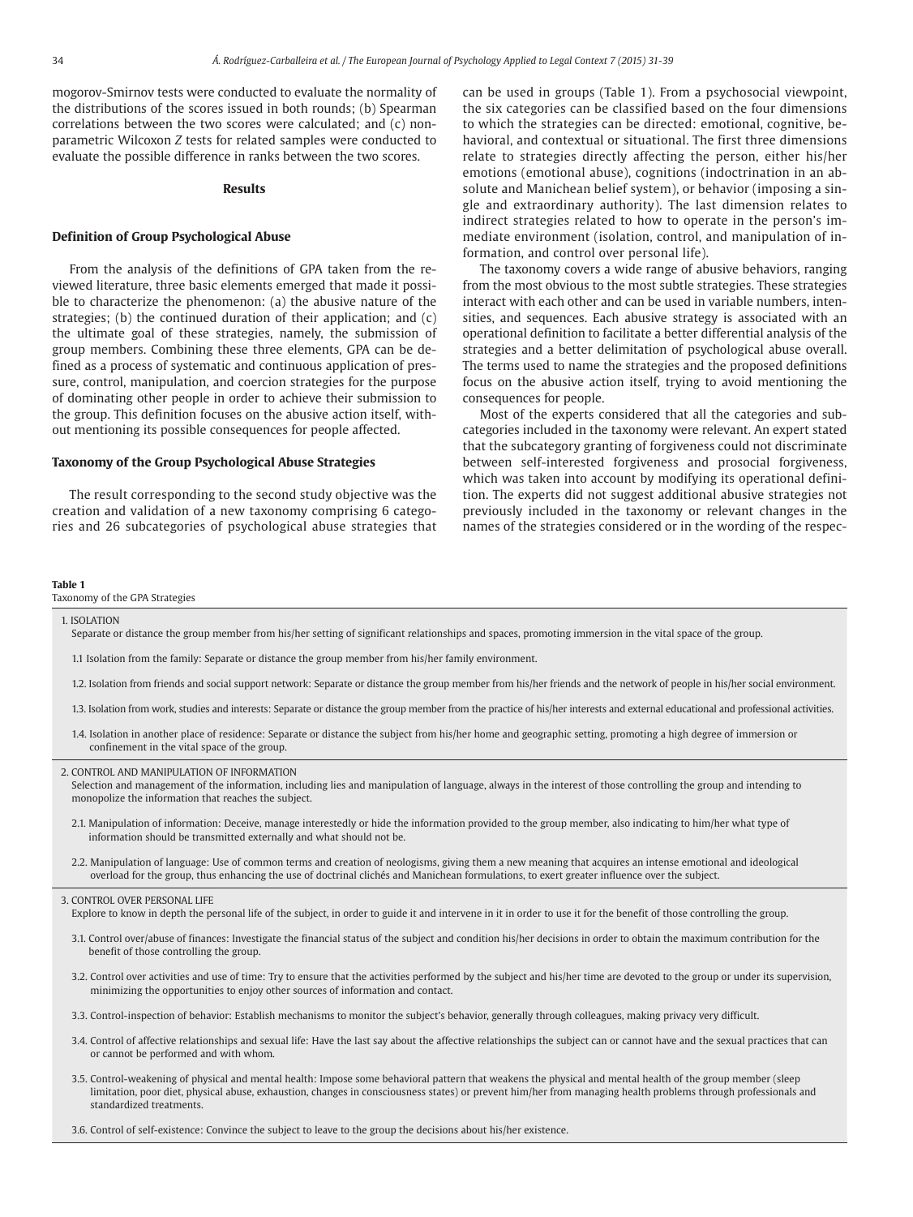mogorov-Smirnov tests were conducted to evaluate the normality of the distributions of the scores issued in both rounds; (b) Spearman correlations between the two scores were calculated; and (c) nonparametric Wilcoxon *Z* tests for related samples were conducted to evaluate the possible difference in ranks between the two scores.

## Results

### Definition of Group Psychological Abuse

From the analysis of the definitions of GPA taken from the reviewed literature, three basic elements emerged that made it possible to characterize the phenomenon: (a) the abusive nature of the strategies; (b) the continued duration of their application; and (c) the ultimate goal of these strategies, namely, the submission of group members. Combining these three elements, GPA can be defined as a process of systematic and continuous application of pressure, control, manipulation, and coercion strategies for the purpose of dominating other people in order to achieve their submission to the group. This definition focuses on the abusive action itself, without mentioning its possible consequences for people affected.

### Taxonomy of the Group Psychological Abuse Strategies

The result corresponding to the second study objective was the creation and validation of a new taxonomy comprising 6 categories and 26 subcategories of psychological abuse strategies that can be used in groups (Table 1). From a psychosocial viewpoint, the six categories can be classified based on the four dimensions to which the strategies can be directed: emotional, cognitive, behavioral, and contextual or situational. The first three dimensions relate to strategies directly affecting the person, either his/her emotions (emotional abuse), cognitions (indoctrination in an absolute and Manichean belief system), or behavior (imposing a single and extraordinary authority). The last dimension relates to indirect strategies related to how to operate in the person's immediate environment (isolation, control, and manipulation of information, and control over personal life).

The taxonomy covers a wide range of abusive behaviors, ranging from the most obvious to the most subtle strategies. These strategies interact with each other and can be used in variable numbers, intensities, and sequences. Each abusive strategy is associated with an operational definition to facilitate a better differential analysis of the strategies and a better delimitation of psychological abuse overall. The terms used to name the strategies and the proposed definitions focus on the abusive action itself, trying to avoid mentioning the consequences for people.

Most of the experts considered that all the categories and subcategories included in the taxonomy were relevant. An expert stated that the subcategory granting of forgiveness could not discriminate between self-interested forgiveness and prosocial forgiveness, which was taken into account by modifying its operational definition. The experts did not suggest additional abusive strategies not previously included in the taxonomy or relevant changes in the names of the strategies considered or in the wording of the respec-

**Table 1**
Taxonomy of the GPA Strategies

| |
|---|
| 1. ISOLATION<br>Separate or distance the group member from his/her setting of significant relationships and spaces, promoting immersion in the vital space of the group. |
| 1.1 Isolation from the family: Separate or distance the group member from his/her family environment. |
| 1.2. Isolation from friends and social support network: Separate or distance the group member from his/her friends and the network of people in his/her social environment. |
| 1.3. Isolation from work, studies and interests: Separate or distance the group member from the practice of his/her interests and external educational and professional activities. |
| 1.4. Isolation in another place of residence: Separate or distance the subject from his/her home and geographic setting, promoting a high degree of immersion or confinement in the vital space of the group. |
| 2. CONTROL AND MANIPULATION OF INFORMATION<br>Selection and management of the information, including lies and manipulation of language, always in the interest of those controlling the group and intending to monopolize the information that reaches the subject. |
| 2.1. Manipulation of information: Deceive, manage interestedly or hide the information provided to the group member, also indicating to him/her what type of information should be transmitted externally and what should not be. |
| 2.2. Manipulation of language: Use of common terms and creation of neologisms, giving them a new meaning that acquires an intense emotional and ideological overload for the group, thus enhancing the use of doctrinal clichés and Manichean formulations, to exert greater influence over the subject. |
| 3. CONTROL OVER PERSONAL LIFE<br>Explore to know in depth the personal life of the subject, in order to guide it and intervene in it in order to use it for the benefit of those controlling the group. |
| 3.1. Control over/abuse of finances: Investigate the financial status of the subject and condition his/her decisions in order to obtain the maximum contribution for the benefit of those controlling the group. |
| 3.2. Control over activities and use of time: Try to ensure that the activities performed by the subject and his/her time are devoted to the group or under its supervision, minimizing the opportunities to enjoy other sources of information and contact. |
| 3.3. Control-inspection of behavior: Establish mechanisms to monitor the subject's behavior, generally through colleagues, making privacy very difficult. |
| 3.4. Control of affective relationships and sexual life: Have the last say about the affective relationships the subject can or cannot have and the sexual practices that can or cannot be performed and with whom. |
| 3.5. Control-weakening of physical and mental health: Impose some behavioral pattern that weakens the physical and mental health of the group member (sleep limitation, poor diet, physical abuse, exhaustion, changes in consciousness states) or prevent him/her from managing health problems through professionals and standardized treatments. |
| 3.6. Control of self-existence: Convince the subject to leave to the group the decisions about his/her existence. |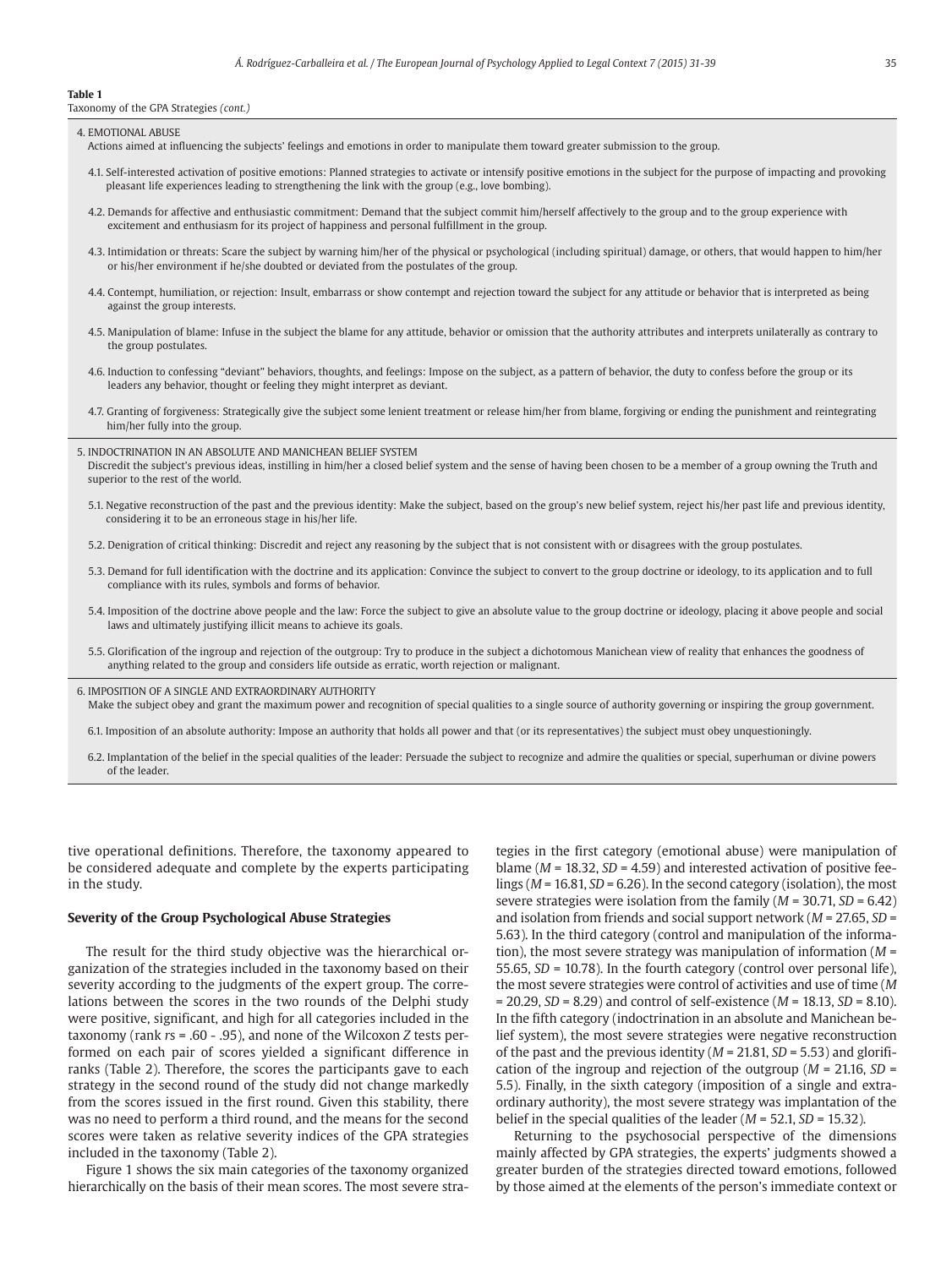**Table 1**
Taxonomy of the GPA Strategies *(cont.)*

4. EMOTIONAL ABUSE
Actions aimed at influencing the subjects' feelings and emotions in order to manipulate them toward greater submission to the group.

4.1. Self-interested activation of positive emotions: Planned strategies to activate or intensify positive emotions in the subject for the purpose of impacting and provoking pleasant life experiences leading to strengthening the link with the group (e.g., love bombing).

4.2. Demands for affective and enthusiastic commitment: Demand that the subject commit him/herself affectively to the group and to the group experience with excitement and enthusiasm for its project of happiness and personal fulfillment in the group.

4.3. Intimidation or threats: Scare the subject by warning him/her of the physical or psychological (including spiritual) damage, or others, that would happen to him/her or his/her environment if he/she doubted or deviated from the postulates of the group.

4.4. Contempt, humiliation, or rejection: Insult, embarrass or show contempt and rejection toward the subject for any attitude or behavior that is interpreted as being against the group interests.

4.5. Manipulation of blame: Infuse in the subject the blame for any attitude, behavior or omission that the authority attributes and interprets unilaterally as contrary to the group postulates.

4.6. Induction to confessing "deviant" behaviors, thoughts, and feelings: Impose on the subject, as a pattern of behavior, the duty to confess before the group or its leaders any behavior, thought or feeling they might interpret as deviant.

4.7. Granting of forgiveness: Strategically give the subject some lenient treatment or release him/her from blame, forgiving or ending the punishment and reintegrating him/her fully into the group.

5. INDOCTRINATION IN AN ABSOLUTE AND MANICHEAN BELIEF SYSTEM
Discredit the subject's previous ideas, instilling in him/her a closed belief system and the sense of having been chosen to be a member of a group owning the Truth and superior to the rest of the world.

5.1. Negative reconstruction of the past and the previous identity: Make the subject, based on the group's new belief system, reject his/her past life and previous identity, considering it to be an erroneous stage in his/her life.

5.2. Denigration of critical thinking: Discredit and reject any reasoning by the subject that is not consistent with or disagrees with the group postulates.

5.3. Demand for full identification with the doctrine and its application: Convince the subject to convert to the group doctrine or ideology, to its application and to full compliance with its rules, symbols and forms of behavior.

5.4. Imposition of the doctrine above people and the law: Force the subject to give an absolute value to the group doctrine or ideology, placing it above people and social laws and ultimately justifying illicit means to achieve its goals.

5.5. Glorification of the ingroup and rejection of the outgroup: Try to produce in the subject a dichotomous Manichean view of reality that enhances the goodness of anything related to the group and considers life outside as erratic, worth rejection or malignant.

6. IMPOSITION OF A SINGLE AND EXTRAORDINARY AUTHORITY
Make the subject obey and grant the maximum power and recognition of special qualities to a single source of authority governing or inspiring the group government.

6.1. Imposition of an absolute authority: Impose an authority that holds all power and that (or its representatives) the subject must obey unquestioningly.

6.2. Implantation of the belief in the special qualities of the leader: Persuade the subject to recognize and admire the qualities or special, superhuman or divine powers of the leader.

tive operational definitions. Therefore, the taxonomy appeared to be considered adequate and complete by the experts participating in the study.

### Severity of the Group Psychological Abuse Strategies

The result for the third study objective was the hierarchical organization of the strategies included in the taxonomy based on their severity according to the judgments of the expert group. The correlations between the scores in the two rounds of the Delphi study were positive, significant, and high for all categories included in the taxonomy (rank $rs$ = .60 - .95), and none of the Wilcoxon $Z$ tests performed on each pair of scores yielded a significant difference in ranks (Table 2). Therefore, the scores the participants gave to each strategy in the second round of the study did not change markedly from the scores issued in the first round. Given this stability, there was no need to perform a third round, and the means for the second scores were taken as relative severity indices of the GPA strategies included in the taxonomy (Table 2).

Figure 1 shows the six main categories of the taxonomy organized hierarchically on the basis of their mean scores. The most severe strategies in the first category (emotional abuse) were manipulation of blame ($M$ = 18.32, $SD$ = 4.59) and interested activation of positive feelings ($M$ = 16.81, $SD$ = 6.26). In the second category (isolation), the most severe strategies were isolation from the family ($M$ = 30.71, $SD$ = 6.42) and isolation from friends and social support network ($M$ = 27.65, $SD$ = 5.63). In the third category (control and manipulation of the information), the most severe strategy was manipulation of information ($M$ = 55.65, $SD$ = 10.78). In the fourth category (control over personal life), the most severe strategies were control of activities and use of time ($M$ = 20.29, $SD$ = 8.29) and control of self-existence ($M$ = 18.13, $SD$ = 8.10). In the fifth category (indoctrination in an absolute and Manichean belief system), the most severe strategies were negative reconstruction of the past and the previous identity ($M$ = 21.81, $SD$ = 5.53) and glorification of the ingroup and rejection of the outgroup ($M$ = 21.16, $SD$ = 5.5). Finally, in the sixth category (imposition of a single and extraordinary authority), the most severe strategy was implantation of the belief in the special qualities of the leader ($M$ = 52.1, $SD$ = 15.32).

Returning to the psychosocial perspective of the dimensions mainly affected by GPA strategies, the experts' judgments showed a greater burden of the strategies directed toward emotions, followed by those aimed at the elements of the person's immediate context or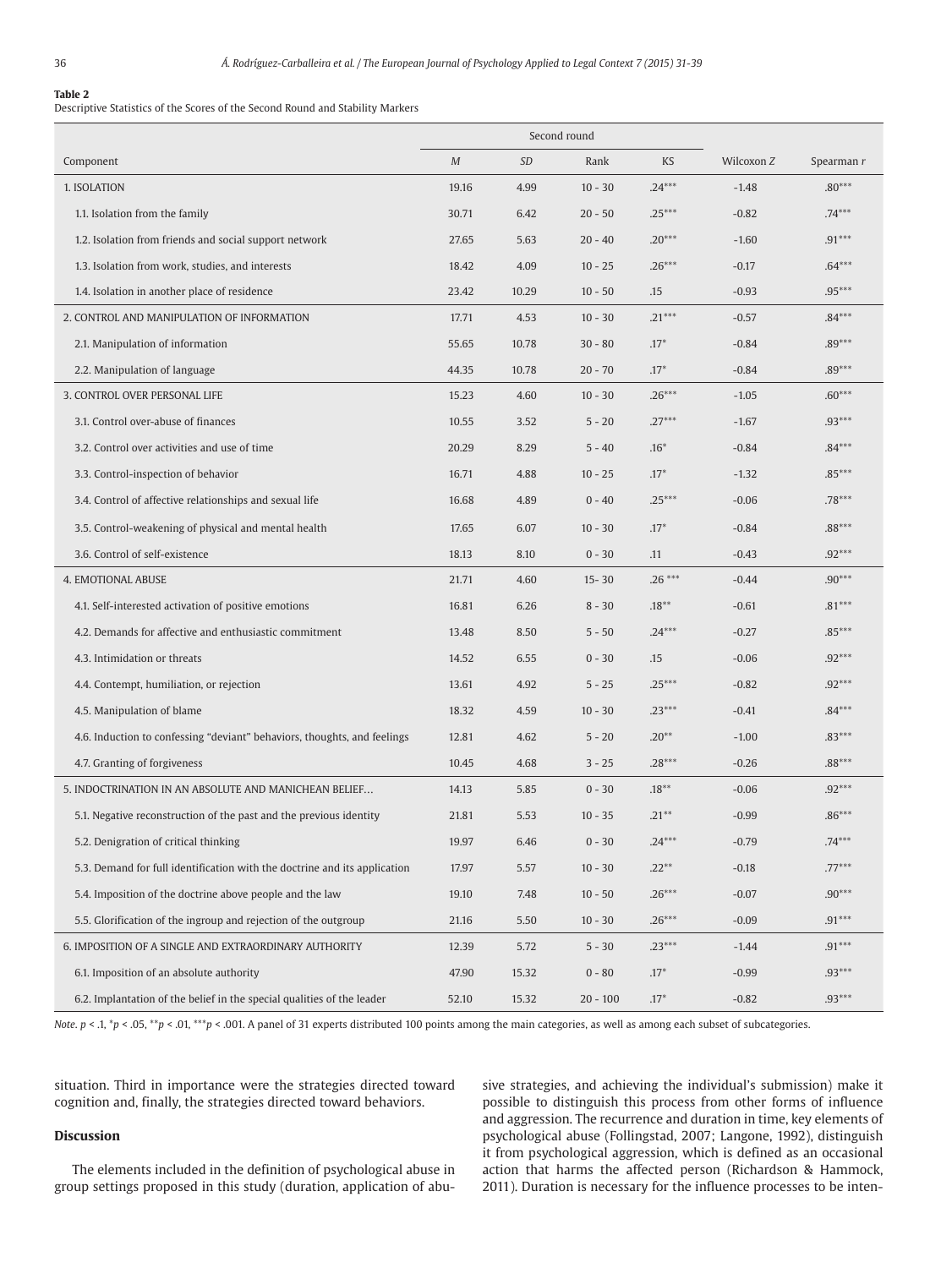**Table 2**
Descriptive Statistics of the Scores of the Second Round and Stability Markers

| Component | Second round | | | | Wilcoxon *Z* | Spearman *r* |
|---|---|---|---|---|---|---|
| | *M* | *SD* | Rank | KS | | |
| 1. ISOLATION | 19.16 | 4.99 | 10 - 30 | .24*** | -1.48 | .80*** |
| 1.1. Isolation from the family | 30.71 | 6.42 | 20 - 50 | .25*** | -0.82 | .74*** |
| 1.2. Isolation from friends and social support network | 27.65 | 5.63 | 20 - 40 | .20*** | -1.60 | .91*** |
| 1.3. Isolation from work, studies, and interests | 18.42 | 4.09 | 10 - 25 | .26*** | -0.17 | .64*** |
| 1.4. Isolation in another place of residence | 23.42 | 10.29 | 10 - 50 | .15 | -0.93 | .95*** |
| 2. CONTROL AND MANIPULATION OF INFORMATION | 17.71 | 4.53 | 10 - 30 | .21*** | -0.57 | .84*** |
| 2.1. Manipulation of information | 55.65 | 10.78 | 30 - 80 | .17* | -0.84 | .89*** |
| 2.2. Manipulation of language | 44.35 | 10.78 | 20 - 70 | .17* | -0.84 | .89*** |
| 3. CONTROL OVER PERSONAL LIFE | 15.23 | 4.60 | 10 - 30 | .26*** | -1.05 | .60*** |
| 3.1. Control over-abuse of finances | 10.55 | 3.52 | 5 - 20 | .27*** | -1.67 | .93*** |
| 3.2. Control over activities and use of time | 20.29 | 8.29 | 5 - 40 | .16* | -0.84 | .84*** |
| 3.3. Control-inspection of behavior | 16.71 | 4.88 | 10 - 25 | .17* | -1.32 | .85*** |
| 3.4. Control of affective relationships and sexual life | 16.68 | 4.89 | 0 - 40 | .25*** | -0.06 | .78*** |
| 3.5. Control-weakening of physical and mental health | 17.65 | 6.07 | 10 - 30 | .17* | -0.84 | .88*** |
| 3.6. Control of self-existence | 18.13 | 8.10 | 0 - 30 | .11 | -0.43 | .92*** |
| 4. EMOTIONAL ABUSE | 21.71 | 4.60 | 15- 30 | .26 *** | -0.44 | .90*** |
| 4.1. Self-interested activation of positive emotions | 16.81 | 6.26 | 8 - 30 | .18** | -0.61 | .81*** |
| 4.2. Demands for affective and enthusiastic commitment | 13.48 | 8.50 | 5 - 50 | .24*** | -0.27 | .85*** |
| 4.3. Intimidation or threats | 14.52 | 6.55 | 0 - 30 | .15 | -0.06 | .92*** |
| 4.4. Contempt, humiliation, or rejection | 13.61 | 4.92 | 5 - 25 | .25*** | -0.82 | .92*** |
| 4.5. Manipulation of blame | 18.32 | 4.59 | 10 - 30 | .23*** | -0.41 | .84*** |
| 4.6. Induction to confessing "deviant" behaviors, thoughts, and feelings | 12.81 | 4.62 | 5 - 20 | .20** | -1.00 | .83*** |
| 4.7. Granting of forgiveness | 10.45 | 4.68 | 3 - 25 | .28*** | -0.26 | .88*** |
| 5. INDOCTRINATION IN AN ABSOLUTE AND MANICHEAN BELIEF… | 14.13 | 5.85 | 0 - 30 | .18** | -0.06 | .92*** |
| 5.1. Negative reconstruction of the past and the previous identity | 21.81 | 5.53 | 10 - 35 | .21** | -0.99 | .86*** |
| 5.2. Denigration of critical thinking | 19.97 | 6.46 | 0 - 30 | .24*** | -0.79 | .74*** |
| 5.3. Demand for full identification with the doctrine and its application | 17.97 | 5.57 | 10 - 30 | .22** | -0.18 | .77*** |
| 5.4. Imposition of the doctrine above people and the law | 19.10 | 7.48 | 10 - 50 | .26*** | -0.07 | .90*** |
| 5.5. Glorification of the ingroup and rejection of the outgroup | 21.16 | 5.50 | 10 - 30 | .26*** | -0.09 | .91*** |
| 6. IMPOSITION OF A SINGLE AND EXTRAORDINARY AUTHORITY | 12.39 | 5.72 | 5 - 30 | .23*** | -1.44 | .91*** |
| 6.1. Imposition of an absolute authority | 47.90 | 15.32 | 0 - 80 | .17* | -0.99 | .93*** |
| 6.2. Implantation of the belief in the special qualities of the leader | 52.10 | 15.32 | 20 - 100 | .17* | -0.82 | .93*** |

*Note.* $p < .1$, \*$p < .05$, \*\*$p < .01$, \*\*\*$p < .001$. A panel of 31 experts distributed 100 points among the main categories, as well as among each subset of subcategories.

situation. Third in importance were the strategies directed toward cognition and, finally, the strategies directed toward behaviors.

## Discussion

The elements included in the definition of psychological abuse in group settings proposed in this study (duration, application of abusive strategies, and achieving the individual's submission) make it possible to distinguish this process from other forms of influence and aggression. The recurrence and duration in time, key elements of psychological abuse (Follingstad, 2007; Langone, 1992), distinguish it from psychological aggression, which is defined as an occasional action that harms the affected person (Richardson & Hammock, 2011). Duration is necessary for the influence processes to be inten-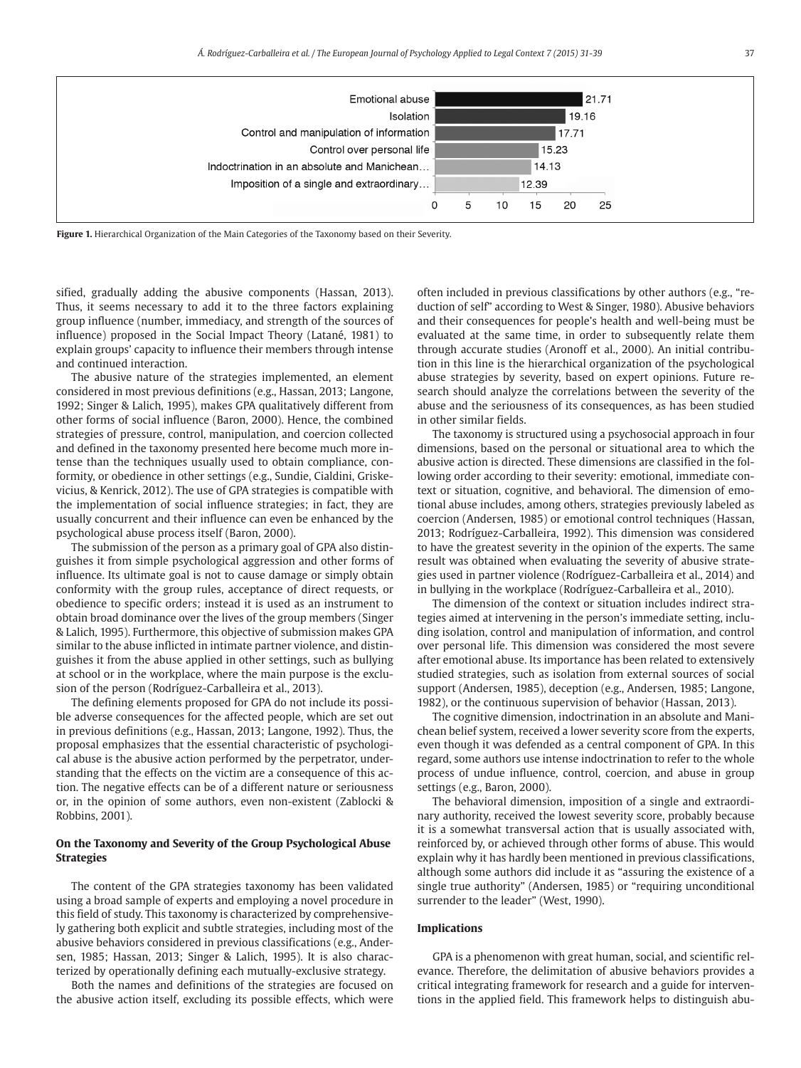| Category | Severity |
| --- | --- |
| Emotional abuse | 21.71 |
| Isolation | 19.16 |
| Control and manipulation of information | 17.71 |
| Control over personal life | 15.23 |
| Indoctrination in an absolute and Manichean… | 14.13 |
| Imposition of a single and extraordinary… | 12.39 |

**Figure 1.** Hierarchical Organization of the Main Categories of the Taxonomy based on their Severity.

sified, gradually adding the abusive components (Hassan, 2013). Thus, it seems necessary to add it to the three factors explaining group influence (number, immediacy, and strength of the sources of influence) proposed in the Social Impact Theory (Latané, 1981) to explain groups' capacity to influence their members through intense and continued interaction.

The abusive nature of the strategies implemented, an element considered in most previous definitions (e.g., Hassan, 2013; Langone, 1992; Singer & Lalich, 1995), makes GPA qualitatively different from other forms of social influence (Baron, 2000). Hence, the combined strategies of pressure, control, manipulation, and coercion collected and defined in the taxonomy presented here become much more intense than the techniques usually used to obtain compliance, conformity, or obedience in other settings (e.g., Sundie, Cialdini, Griskevicius, & Kenrick, 2012). The use of GPA strategies is compatible with the implementation of social influence strategies; in fact, they are usually concurrent and their influence can even be enhanced by the psychological abuse process itself (Baron, 2000).

The submission of the person as a primary goal of GPA also distinguishes it from simple psychological aggression and other forms of influence. Its ultimate goal is not to cause damage or simply obtain conformity with the group rules, acceptance of direct requests, or obedience to specific orders; instead it is used as an instrument to obtain broad dominance over the lives of the group members (Singer & Lalich, 1995). Furthermore, this objective of submission makes GPA similar to the abuse inflicted in intimate partner violence, and distinguishes it from the abuse applied in other settings, such as bullying at school or in the workplace, where the main purpose is the exclusion of the person (Rodríguez-Carballeira et al., 2013).

The defining elements proposed for GPA do not include its possible adverse consequences for the affected people, which are set out in previous definitions (e.g., Hassan, 2013; Langone, 1992). Thus, the proposal emphasizes that the essential characteristic of psychological abuse is the abusive action performed by the perpetrator, understanding that the effects on the victim are a consequence of this action. The negative effects can be of a different nature or seriousness or, in the opinion of some authors, even non-existent (Zablocki & Robbins, 2001).

### On the Taxonomy and Severity of the Group Psychological Abuse Strategies

The content of the GPA strategies taxonomy has been validated using a broad sample of experts and employing a novel procedure in this field of study. This taxonomy is characterized by comprehensively gathering both explicit and subtle strategies, including most of the abusive behaviors considered in previous classifications (e.g., Andersen, 1985; Hassan, 2013; Singer & Lalich, 1995). It is also characterized by operationally defining each mutually-exclusive strategy.

Both the names and definitions of the strategies are focused on the abusive action itself, excluding its possible effects, which were often included in previous classifications by other authors (e.g., "reduction of self" according to West & Singer, 1980). Abusive behaviors and their consequences for people's health and well-being must be evaluated at the same time, in order to subsequently relate them through accurate studies (Aronoff et al., 2000). An initial contribution in this line is the hierarchical organization of the psychological abuse strategies by severity, based on expert opinions. Future research should analyze the correlations between the severity of the abuse and the seriousness of its consequences, as has been studied in other similar fields.

The taxonomy is structured using a psychosocial approach in four dimensions, based on the personal or situational area to which the abusive action is directed. These dimensions are classified in the following order according to their severity: emotional, immediate context or situation, cognitive, and behavioral. The dimension of emotional abuse includes, among others, strategies previously labeled as coercion (Andersen, 1985) or emotional control techniques (Hassan, 2013; Rodríguez-Carballeira, 1992). This dimension was considered to have the greatest severity in the opinion of the experts. The same result was obtained when evaluating the severity of abusive strategies used in partner violence (Rodríguez-Carballeira et al., 2014) and in bullying in the workplace (Rodríguez-Carballeira et al., 2010).

The dimension of the context or situation includes indirect strategies aimed at intervening in the person's immediate setting, including isolation, control and manipulation of information, and control over personal life. This dimension was considered the most severe after emotional abuse. Its importance has been related to extensively studied strategies, such as isolation from external sources of social support (Andersen, 1985), deception (e.g., Andersen, 1985; Langone, 1982), or the continuous supervision of behavior (Hassan, 2013).

The cognitive dimension, indoctrination in an absolute and Manichean belief system, received a lower severity score from the experts, even though it was defended as a central component of GPA. In this regard, some authors use intense indoctrination to refer to the whole process of undue influence, control, coercion, and abuse in group settings (e.g., Baron, 2000).

The behavioral dimension, imposition of a single and extraordinary authority, received the lowest severity score, probably because it is a somewhat transversal action that is usually associated with, reinforced by, or achieved through other forms of abuse. This would explain why it has hardly been mentioned in previous classifications, although some authors did include it as "assuring the existence of a single true authority" (Andersen, 1985) or "requiring unconditional surrender to the leader" (West, 1990).

### Implications

GPA is a phenomenon with great human, social, and scientific relevance. Therefore, the delimitation of abusive behaviors provides a critical integrating framework for research and a guide for interventions in the applied field. This framework helps to distinguish abu-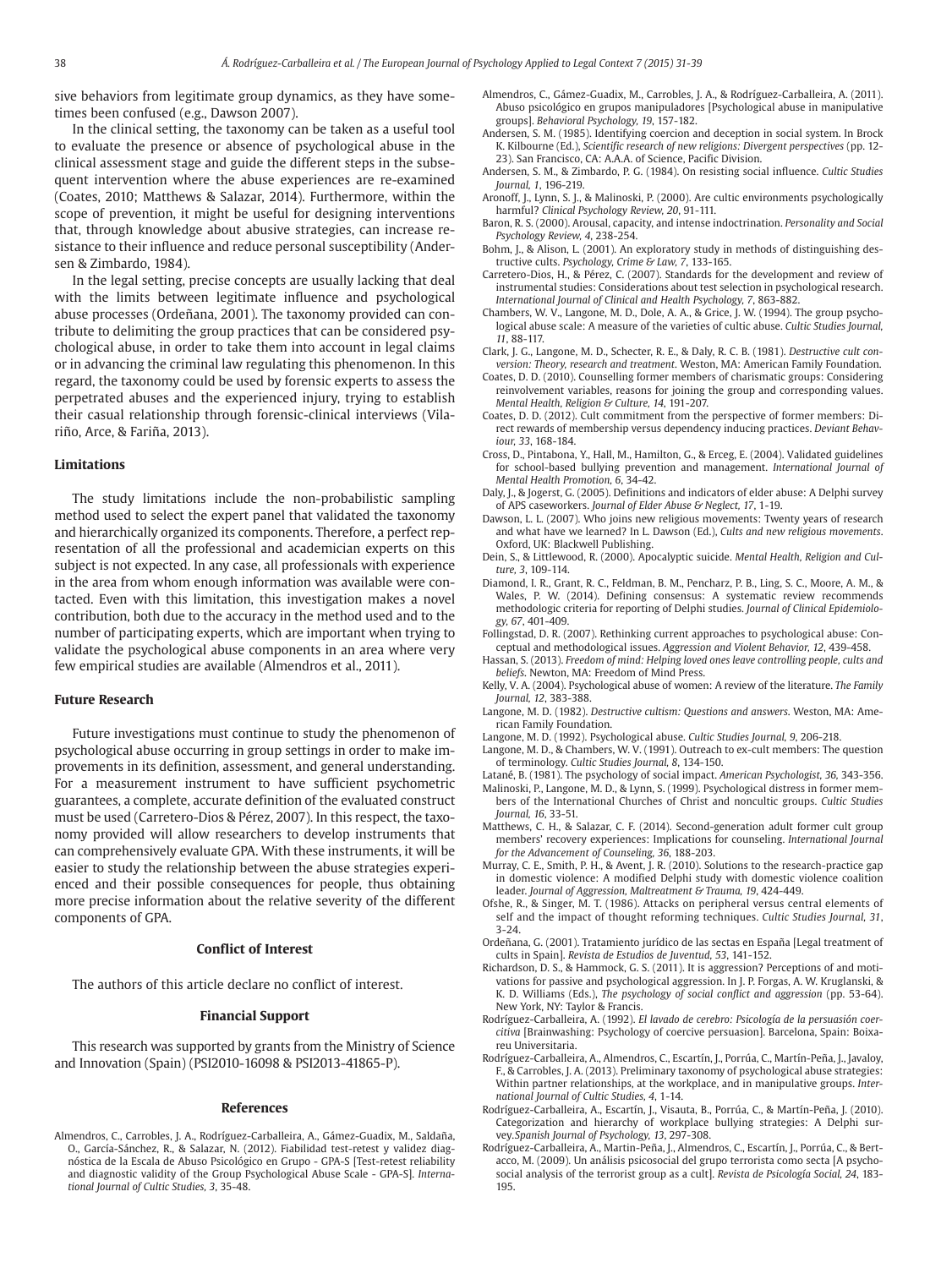sive behaviors from legitimate group dynamics, as they have sometimes been confused (e.g., Dawson 2007).

In the clinical setting, the taxonomy can be taken as a useful tool to evaluate the presence or absence of psychological abuse in the clinical assessment stage and guide the different steps in the subsequent intervention where the abuse experiences are re-examined (Coates, 2010; Matthews & Salazar, 2014). Furthermore, within the scope of prevention, it might be useful for designing interventions that, through knowledge about abusive strategies, can increase resistance to their influence and reduce personal susceptibility (Andersen & Zimbardo, 1984).

In the legal setting, precise concepts are usually lacking that deal with the limits between legitimate influence and psychological abuse processes (Ordeñana, 2001). The taxonomy provided can contribute to delimiting the group practices that can be considered psychological abuse, in order to take them into account in legal claims or in advancing the criminal law regulating this phenomenon. In this regard, the taxonomy could be used by forensic experts to assess the perpetrated abuses and the experienced injury, trying to establish their casual relationship through forensic-clinical interviews (Vilariño, Arce, & Fariña, 2013).

## Limitations

The study limitations include the non-probabilistic sampling method used to select the expert panel that validated the taxonomy and hierarchically organized its components. Therefore, a perfect representation of all the professional and academician experts on this subject is not expected. In any case, all professionals with experience in the area from whom enough information was available were contacted. Even with this limitation, this investigation makes a novel contribution, both due to the accuracy in the method used and to the number of participating experts, which are important when trying to validate the psychological abuse components in an area where very few empirical studies are available (Almendros et al., 2011).

## Future Research

Future investigations must continue to study the phenomenon of psychological abuse occurring in group settings in order to make improvements in its definition, assessment, and general understanding. For a measurement instrument to have sufficient psychometric guarantees, a complete, accurate definition of the evaluated construct must be used (Carretero-Dios & Pérez, 2007). In this respect, the taxonomy provided will allow researchers to develop instruments that can comprehensively evaluate GPA. With these instruments, it will be easier to study the relationship between the abuse strategies experienced and their possible consequences for people, thus obtaining more precise information about the relative severity of the different components of GPA.

## Conflict of Interest

The authors of this article declare no conflict of interest.

## Financial Support

This research was supported by grants from the Ministry of Science and Innovation (Spain) (PSI2010-16098 & PSI2013-41865-P).

## References

Almendros, C., Carrobles, J. A., Rodríguez-Carballeira, A., Gámez-Guadix, M., Saldaña, O., García-Sánchez, R., & Salazar, N. (2012). Fiabilidad test-retest y validez diagnóstica de la Escala de Abuso Psicológico en Grupo - GPA-S [Test-retest reliability and diagnostic validity of the Group Psychological Abuse Scale - GPA-S]. *International Journal of Cultic Studies, 3*, 35-48.

Almendros, C., Gámez-Guadix, M., Carrobles, J. A., & Rodríguez-Carballeira, A. (2011). Abuso psicológico en grupos manipuladores [Psychological abuse in manipulative groups]. *Behavioral Psychology, 19*, 157-182.

Andersen, S. M. (1985). Identifying coercion and deception in social system. In Brock K. Kilbourne (Ed.), *Scientific research of new religions: Divergent perspectives* (pp. 12-23). San Francisco, CA: A.A.A. of Science, Pacific Division.

Andersen, S. M., & Zimbardo, P. G. (1984). On resisting social influence. *Cultic Studies Journal, 1*, 196-219.

Aronoff, J., Lynn, S. J., & Malinoski, P. (2000). Are cultic environments psychologically harmful? *Clinical Psychology Review, 20*, 91-111.

Baron, R. S. (2000). Arousal, capacity, and intense indoctrination. *Personality and Social Psychology Review, 4*, 238-254.

Bohm, J., & Alison, L. (2001). An exploratory study in methods of distinguishing destructive cults. *Psychology, Crime & Law, 7*, 133-165.

Carretero-Dios, H., & Pérez, C. (2007). Standards for the development and review of instrumental studies: Considerations about test selection in psychological research. *International Journal of Clinical and Health Psychology, 7*, 863-882.

Chambers, W. V., Langone, M. D., Dole, A. A., & Grice, J. W. (1994). The group psychological abuse scale: A measure of the varieties of cultic abuse. *Cultic Studies Journal, 11*, 88-117.

Clark, J. G., Langone, M. D., Schecter, R. E., & Daly, R. C. B. (1981). *Destructive cult conversion: Theory, research and treatment*. Weston, MA: American Family Foundation.

Coates, D. D. (2010). Counselling former members of charismatic groups: Considering reinvolvement variables, reasons for joining the group and corresponding values. *Mental Health, Religion & Culture, 14*, 191-207.

Coates, D. D. (2012). Cult commitment from the perspective of former members: Direct rewards of membership versus dependency inducing practices. *Deviant Behaviour, 33*, 168-184.

Cross, D., Pintabona, Y., Hall, M., Hamilton, G., & Erceg, E. (2004). Validated guidelines for school-based bullying prevention and management. *International Journal of Mental Health Promotion, 6*, 34-42.

Daly, J., & Jogerst, G. (2005). Definitions and indicators of elder abuse: A Delphi survey of APS caseworkers. *Journal of Elder Abuse & Neglect, 17*, 1-19.

Dawson, L. L. (2007). Who joins new religious movements: Twenty years of research and what have we learned? In L. Dawson (Ed.), *Cults and new religious movements*. Oxford, UK: Blackwell Publishing.

Dein, S., & Littlewood, R. (2000). Apocalyptic suicide. *Mental Health, Religion and Culture, 3*, 109-114.

Diamond, I. R., Grant, R. C., Feldman, B. M., Pencharz, P. B., Ling, S. C., Moore, A. M., & Wales, P. W. (2014). Defining consensus: A systematic review recommends methodologic criteria for reporting of Delphi studies. *Journal of Clinical Epidemiology, 67*, 401-409.

Follingstad, D. R. (2007). Rethinking current approaches to psychological abuse: Conceptual and methodological issues. *Aggression and Violent Behavior, 12*, 439-458.

Hassan, S. (2013). *Freedom of mind: Helping loved ones leave controlling people, cults and beliefs*. Newton, MA: Freedom of Mind Press.

Kelly, V. A. (2004). Psychological abuse of women: A review of the literature. *The Family Journal, 12*, 383-388.

Langone, M. D. (1982). *Destructive cultism: Questions and answers*. Weston, MA: American Family Foundation.

Langone, M. D. (1992). Psychological abuse. *Cultic Studies Journal, 9*, 206-218.

Langone, M. D., & Chambers, W. V. (1991). Outreach to ex-cult members: The question of terminology. *Cultic Studies Journal, 8*, 134-150.

Latané, B. (1981). The psychology of social impact. *American Psychologist, 36*, 343-356.

Malinoski, P., Langone, M. D., & Lynn, S. (1999). Psychological distress in former members of the International Churches of Christ and noncultic groups. *Cultic Studies Journal, 16*, 33-51.

Matthews, C. H., & Salazar, C. F. (2014). Second-generation adult former cult group members' recovery experiences: Implications for counseling. *International Journal for the Advancement of Counseling, 36*, 188-203.

Murray, C. E., Smith, P. H., & Avent, J. R. (2010). Solutions to the research-practice gap in domestic violence: A modified Delphi study with domestic violence coalition leader. *Journal of Aggression, Maltreatment & Trauma, 19*, 424-449.

Ofshe, R., & Singer, M. T. (1986). Attacks on peripheral versus central elements of self and the impact of thought reforming techniques. *Cultic Studies Journal, 31*, 3-24.

Ordeñana, G. (2001). Tratamiento jurídico de las sectas en España [Legal treatment of cults in Spain]. *Revista de Estudios de Juventud, 53*, 141-152.

Richardson, D. S., & Hammock, G. S. (2011). It is aggression? Perceptions of and motivations for passive and psychological aggression. In J. P. Forgas, A. W. Kruglanski, & K. D. Williams (Eds.), *The psychology of social conflict and aggression* (pp. 53-64). New York, NY: Taylor & Francis.

Rodríguez-Carballeira, A. (1992). *El lavado de cerebro: Psicología de la persuasión coercitiva* [Brainwashing: Psychology of coercive persuasion]. Barcelona, Spain: Boixareu Universitaria.

Rodríguez-Carballeira, A., Almendros, C., Escartín, J., Porrúa, C., Martín-Peña, J., Javaloy, F., & Carrobles, J. A. (2013). Preliminary taxonomy of psychological abuse strategies: Within partner relationships, at the workplace, and in manipulative groups. *International Journal of Cultic Studies, 4*, 1-14.

Rodríguez-Carballeira, A., Escartín, J., Visauta, B., Porrúa, C., & Martín-Peña, J. (2010). Categorization and hierarchy of workplace bullying strategies: A Delphi survey.*Spanish Journal of Psychology, 13*, 297-308.

Rodríguez-Carballeira, A., Martin-Peña, J., Almendros, C., Escartín, J., Porrúa, C., & Bertacco, M. (2009). Un análisis psicosocial del grupo terrorista como secta [A psychosocial analysis of the terrorist group as a cult]. *Revista de Psicología Social, 24*, 183-195.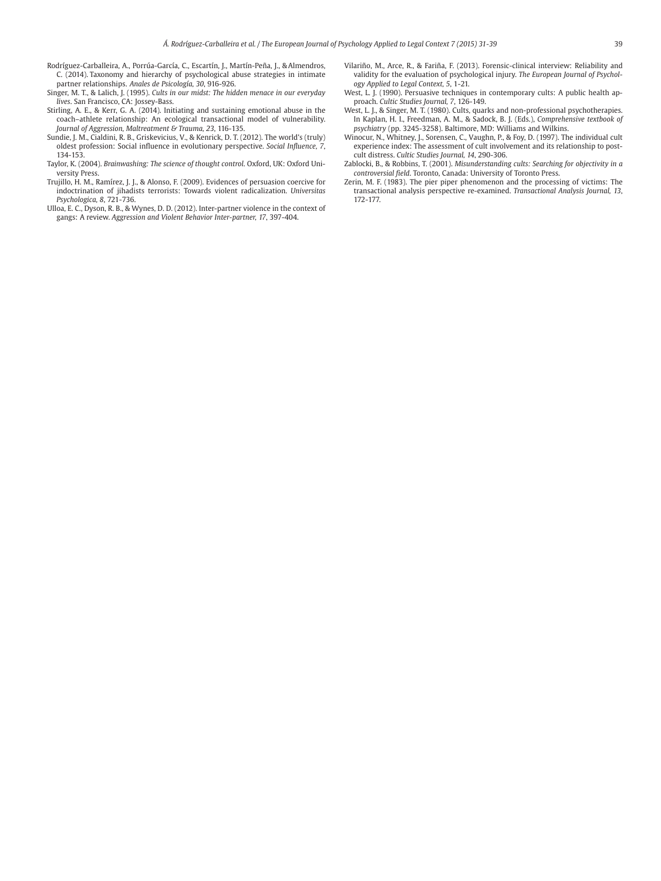Rodríguez-Carballeira, A., Porrúa-García, C., Escartín, J., Martín-Peña, J., & Almendros, C. (2014). Taxonomy and hierarchy of psychological abuse strategies in intimate partner relationships. *Anales de Psicología, 30*, 916-926.

Singer, M. T., & Lalich, J. (1995). *Cults in our midst: The hidden menace in our everyday lives*. San Francisco, CA: Jossey-Bass.

Stirling, A. E., & Kerr, G. A. (2014). Initiating and sustaining emotional abuse in the coach–athlete relationship: An ecological transactional model of vulnerability. *Journal of Aggression, Maltreatment & Trauma, 23*, 116-135.

Sundie, J. M., Cialdini, R. B., Griskevicius, V., & Kenrick, D. T. (2012). The world's (truly) oldest profession: Social influence in evolutionary perspective. *Social Influence, 7*, 134-153.

Taylor, K. (2004). *Brainwashing: The science of thought control*. Oxford, UK: Oxford University Press.

Trujillo, H. M., Ramírez, J. J., & Alonso, F. (2009). Evidences of persuasion coercive for indoctrination of jihadists terrorists: Towards violent radicalization. *Universitas Psychologica, 8*, 721-736.

Ulloa, E. C., Dyson, R. B., & Wynes, D. D. (2012). Inter-partner violence in the context of gangs: A review. *Aggression and Violent Behavior Inter-partner, 17*, 397-404.

Vilariño, M., Arce, R., & Fariña, F. (2013). Forensic-clinical interview: Reliability and validity for the evaluation of psychological injury. *The European Journal of Psychology Applied to Legal Context, 5*, 1-21.

West, L. J. (1990). Persuasive techniques in contemporary cults: A public health approach. *Cultic Studies Journal, 7*, 126-149.

West, L. J., & Singer, M. T. (1980). Cults, quarks and non-professional psychotherapies. In Kaplan, H. I., Freedman, A. M., & Sadock, B. J. (Eds.), *Comprehensive textbook of psychiatry* (pp. 3245-3258). Baltimore, MD: Williams and Wilkins.

Winocur, N., Whitney, J., Sorensen, C., Vaughn, P., & Foy, D. (1997). The individual cult experience index: The assessment of cult involvement and its relationship to post-cult distress. *Cultic Studies Journal, 14*, 290-306.

Zablocki, B., & Robbins, T. (2001). *Misunderstanding cults: Searching for objectivity in a controversial field*. Toronto, Canada: University of Toronto Press.

Zerin, M. F. (1983). The pier piper phenomenon and the processing of victims: The transactional analysis perspective re-examined. *Transactional Analysis Journal, 13*, 172-177.